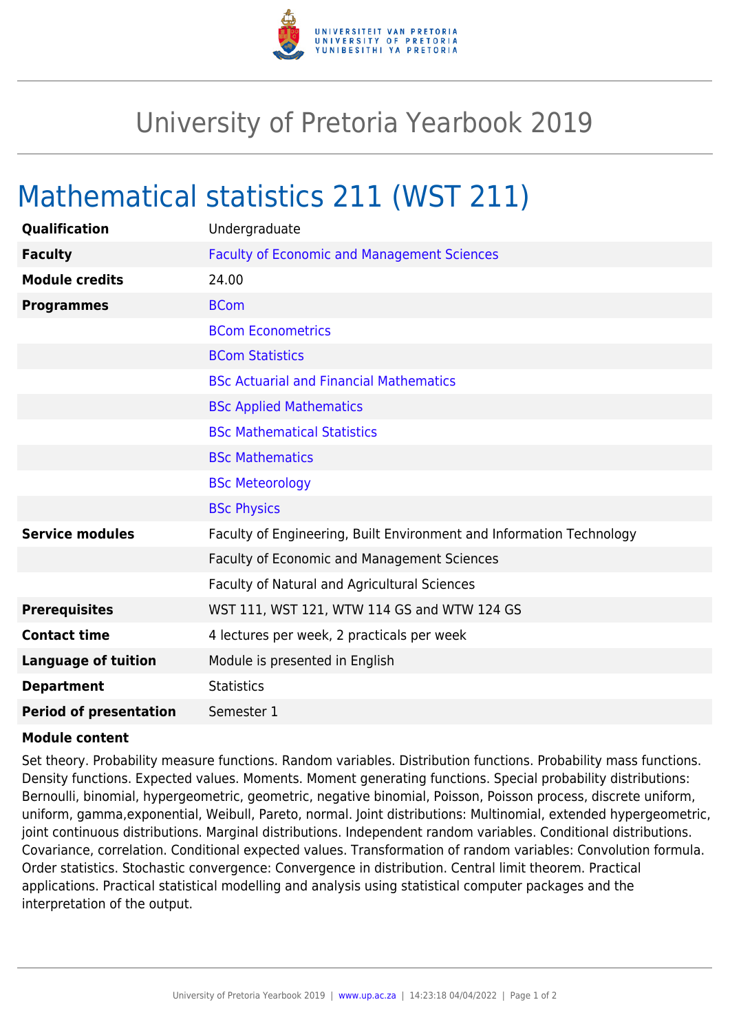# University of Pretoria Yearbook 2019

## Mathematical statistics 211 (WST 211)

| | |
|---|---|
| **Qualification** | Undergraduate |
| **Faculty** | Faculty of Economic and Management Sciences |
| **Module credits** | 24.00 |
| **Programmes** | BCom |
| | BCom Econometrics |
| | BCom Statistics |
| | BSc Actuarial and Financial Mathematics |
| | BSc Applied Mathematics |
| | BSc Mathematical Statistics |
| | BSc Mathematics |
| | BSc Meteorology |
| | BSc Physics |
| **Service modules** | Faculty of Engineering, Built Environment and Information Technology |
| | Faculty of Economic and Management Sciences |
| | Faculty of Natural and Agricultural Sciences |
| **Prerequisites** | WST 111, WST 121, WTW 114 GS and WTW 124 GS |
| **Contact time** | 4 lectures per week, 2 practicals per week |
| **Language of tuition** | Module is presented in English |
| **Department** | Statistics |
| **Period of presentation** | Semester 1 |

**Module content**

Set theory. Probability measure functions. Random variables. Distribution functions. Probability mass functions. Density functions. Expected values. Moments. Moment generating functions. Special probability distributions: Bernoulli, binomial, hypergeometric, geometric, negative binomial, Poisson, Poisson process, discrete uniform, uniform, gamma,exponential, Weibull, Pareto, normal. Joint distributions: Multinomial, extended hypergeometric, joint continuous distributions. Marginal distributions. Independent random variables. Conditional distributions. Covariance, correlation. Conditional expected values. Transformation of random variables: Convolution formula. Order statistics. Stochastic convergence: Convergence in distribution. Central limit theorem. Practical applications. Practical statistical modelling and analysis using statistical computer packages and the interpretation of the output.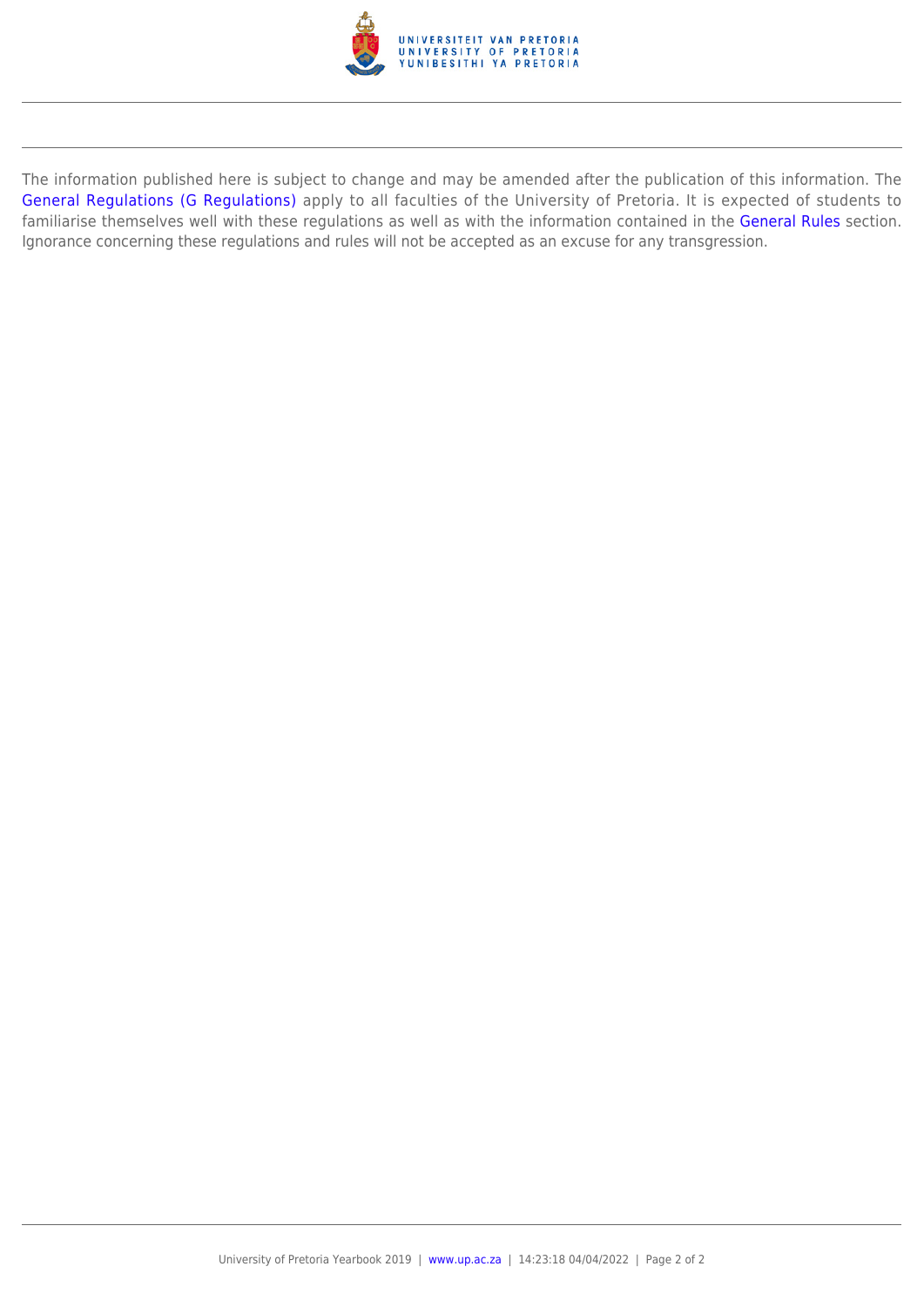The information published here is subject to change and may be amended after the publication of this information. The General Regulations (G Regulations) apply to all faculties of the University of Pretoria. It is expected of students to familiarise themselves well with these regulations as well as with the information contained in the General Rules section. Ignorance concerning these regulations and rules will not be accepted as an excuse for any transgression.